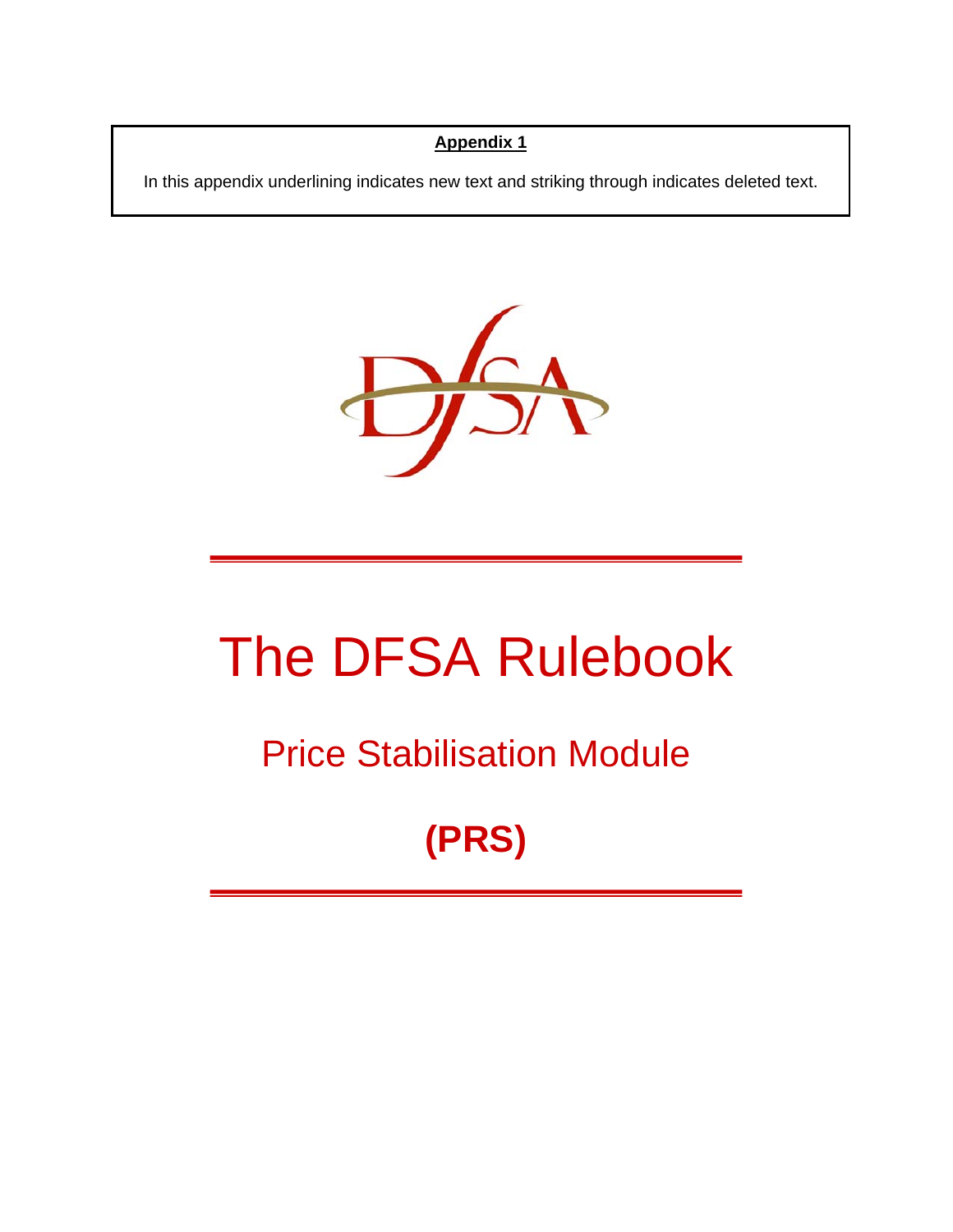**Appendix 1**

In this appendix underlining indicates new text and striking through indicates deleted text.

# The DFSA Rulebook

## Price Stabilisation Module

## (PRS)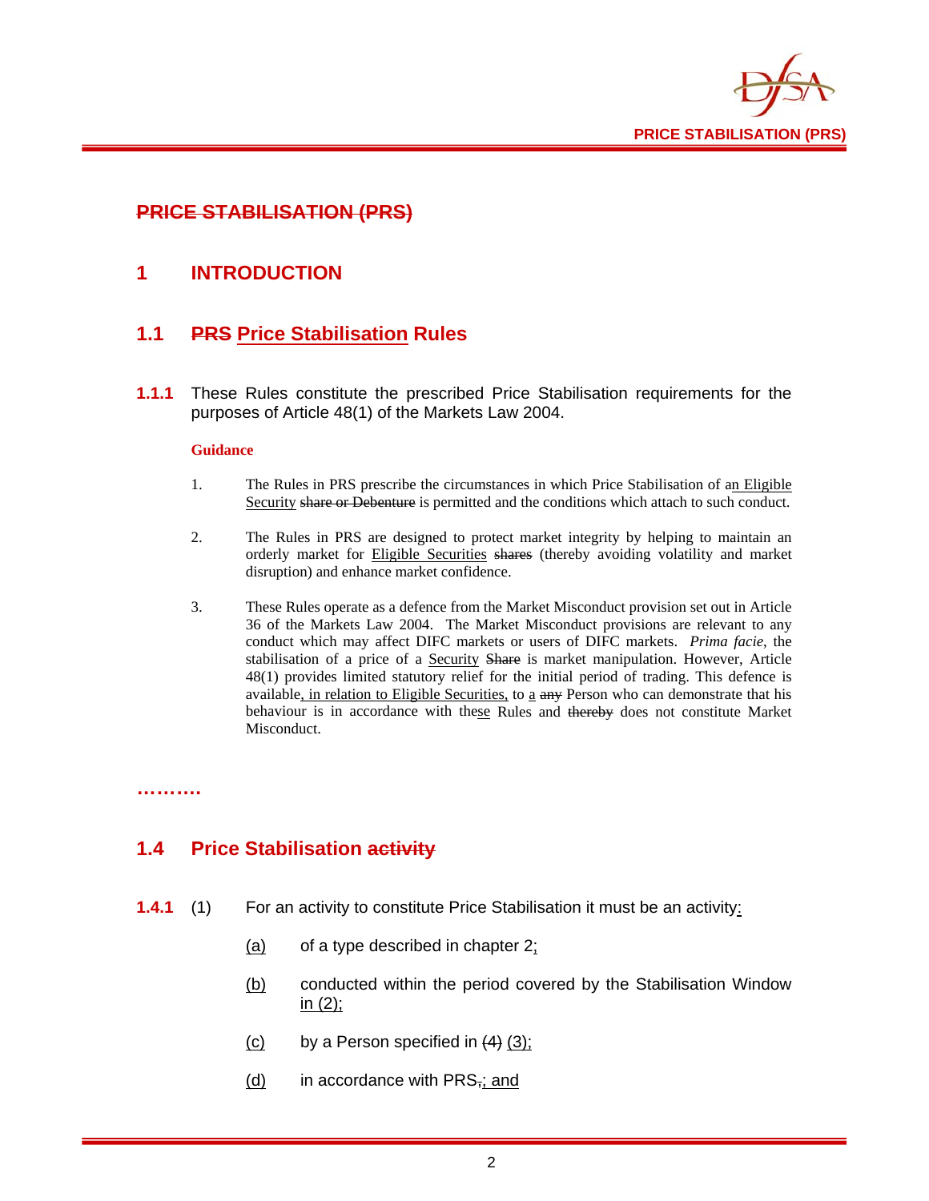# ~~PRICE STABILISATION (PRS)~~

## 1 INTRODUCTION

### 1.1 ~~PRS~~ <u>Price Stabilisation</u> Rules

**1.1.1** These Rules constitute the prescribed Price Stabilisation requirements for the purposes of Article 48(1) of the Markets Law 2004.

**Guidance**

1. The Rules in PRS prescribe the circumstances in which Price Stabilisation of a<u>n Eligible Security</u> ~~share or Debenture~~ is permitted and the conditions which attach to such conduct.

2. The Rules in PRS are designed to protect market integrity by helping to maintain an orderly market for <u>Eligible Securities</u> ~~shares~~ (thereby avoiding volatility and market disruption) and enhance market confidence.

3. These Rules operate as a defence from the Market Misconduct provision set out in Article 36 of the Markets Law 2004. The Market Misconduct provisions are relevant to any conduct which may affect DIFC markets or users of DIFC markets. *Prima facie*, the stabilisation of a price of a <u>Security</u> ~~Share~~ is market manipulation. However, Article 48(1) provides limited statutory relief for the initial period of trading. This defence is available<u>, in relation to Eligible Securities,</u> to <u>a</u> ~~any~~ Person who can demonstrate that his behaviour is in accordance with the<u>se</u> Rules and ~~thereby~~ does not constitute Market Misconduct.

……….

### 1.4 Price Stabilisation ~~activity~~

**1.4.1** (1) For an activity to constitute Price Stabilisation it must be an activity<u>:</u>

<u>(a)</u> of a type described in chapter 2<u>;</u>

<u>(b)</u> conducted within the period covered by the Stabilisation Window <u>in (2);</u>

<u>(c)</u> by a Person specified in ~~(4)~~ <u>(3);</u>

<u>(d)</u> in accordance with PRS~~,~~<u>; and</u>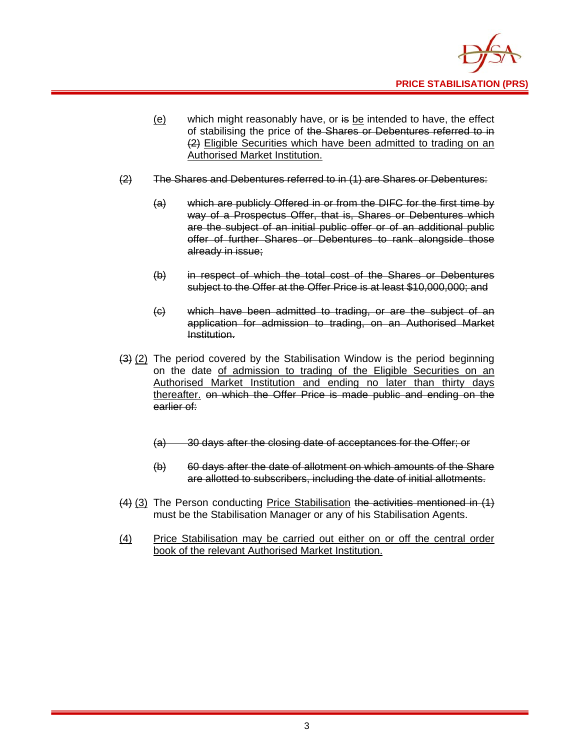(e) which might reasonably have, or ~~is~~ be intended to have, the effect of stabilising the price of ~~the Shares or Debentures referred to in (2)~~ Eligible Securities which have been admitted to trading on an Authorised Market Institution.

~~(2) The Shares and Debentures referred to in (1) are Shares or Debentures:~~

~~(a) which are publicly Offered in or from the DIFC for the first time by way of a Prospectus Offer, that is, Shares or Debentures which are the subject of an initial public offer or of an additional public offer of further Shares or Debentures to rank alongside those already in issue;~~

~~(b) in respect of which the total cost of the Shares or Debentures subject to the Offer at the Offer Price is at least $10,000,000; and~~

~~(c) which have been admitted to trading, or are the subject of an application for admission to trading, on an Authorised Market Institution.~~

~~(3)~~ (2) The period covered by the Stabilisation Window is the period beginning on the date of admission to trading of the Eligible Securities on an Authorised Market Institution and ending no later than thirty days thereafter. ~~on which the Offer Price is made public and ending on the earlier of:~~

~~(a) 30 days after the closing date of acceptances for the Offer; or~~

~~(b) 60 days after the date of allotment on which amounts of the Share are allotted to subscribers, including the date of initial allotments.~~

~~(4)~~ (3) The Person conducting Price Stabilisation ~~the activities mentioned in (1)~~ must be the Stabilisation Manager or any of his Stabilisation Agents.

(4) Price Stabilisation may be carried out either on or off the central order book of the relevant Authorised Market Institution.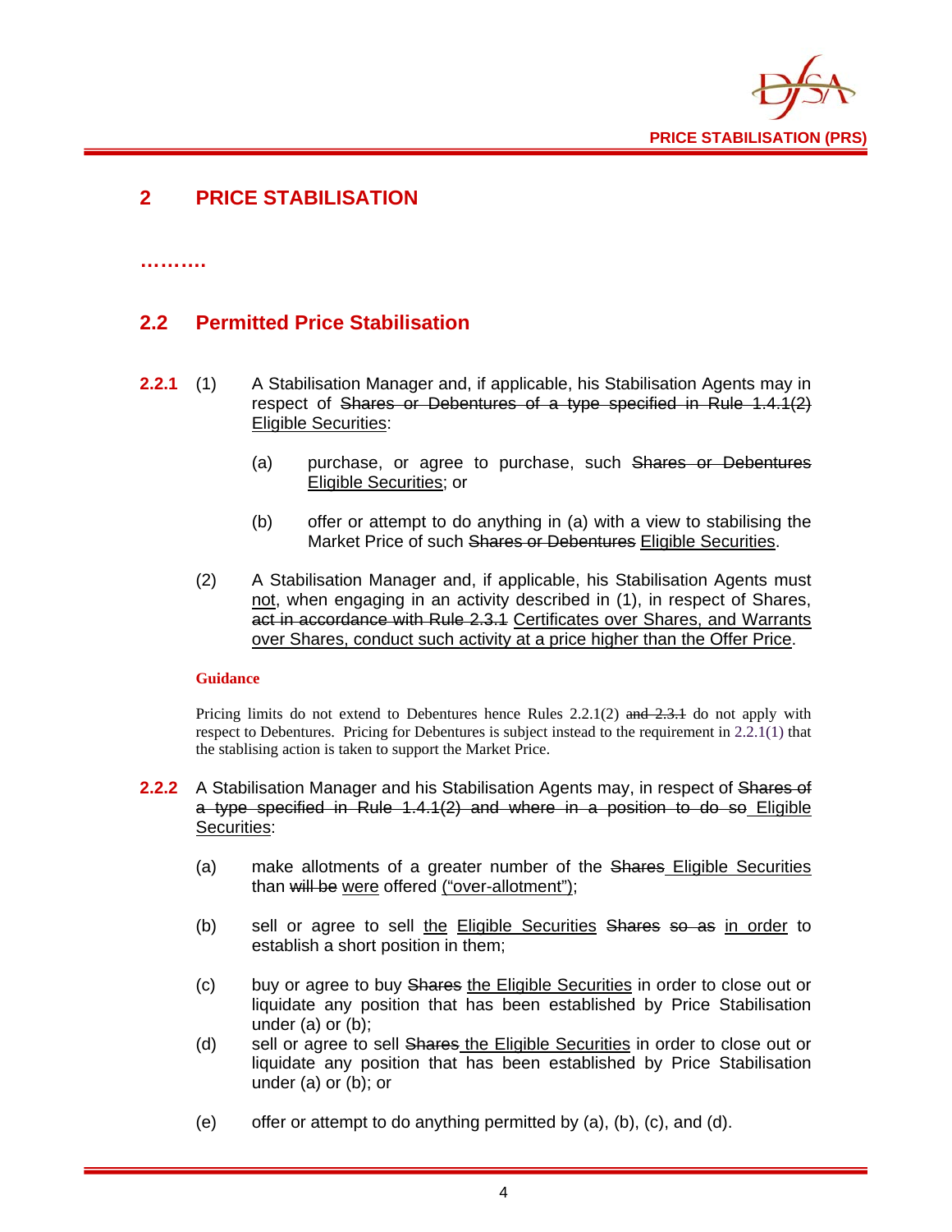# 2 PRICE STABILISATION

……….

## 2.2 Permitted Price Stabilisation

**2.2.1** (1) A Stabilisation Manager and, if applicable, his Stabilisation Agents may in respect of ~~Shares or Debentures of a type specified in Rule 1.4.1(2)~~ <u>Eligible Securities</u>:

(a) purchase, or agree to purchase, such ~~Shares or Debentures~~ <u>Eligible Securities</u>; or

(b) offer or attempt to do anything in (a) with a view to stabilising the Market Price of such ~~Shares or Debentures~~ <u>Eligible Securities</u>.

(2) A Stabilisation Manager and, if applicable, his Stabilisation Agents must <u>not</u>, when engaging in an activity described in (1), in respect of Shares, ~~act in accordance with Rule 2.3.1~~ <u>Certificates over Shares, and Warrants over Shares, conduct such activity at a price higher than the Offer Price</u>.

**Guidance**

Pricing limits do not extend to Debentures hence Rules 2.2.1(2) ~~and 2.3.1~~ do not apply with respect to Debentures. Pricing for Debentures is subject instead to the requirement in 2.2.1(1) that the stablising action is taken to support the Market Price.

**2.2.2** A Stabilisation Manager and his Stabilisation Agents may, in respect of ~~Shares of a type specified in Rule 1.4.1(2) and where in a position to do so~~ <u>Eligible Securities</u>:

(a) make allotments of a greater number of the ~~Shares~~ <u>Eligible Securities</u> than ~~will be~~ <u>were</u> offered <u>("over-allotment")</u>;

(b) sell or agree to sell <u>the</u> <u>Eligible Securities</u> ~~Shares~~ ~~so as~~ <u>in order</u> to establish a short position in them;

(c) buy or agree to buy ~~Shares~~ <u>the Eligible Securities</u> in order to close out or liquidate any position that has been established by Price Stabilisation under (a) or (b);

(d) sell or agree to sell ~~Shares~~ <u>the Eligible Securities</u> in order to close out or liquidate any position that has been established by Price Stabilisation under (a) or (b); or

(e) offer or attempt to do anything permitted by (a), (b), (c), and (d).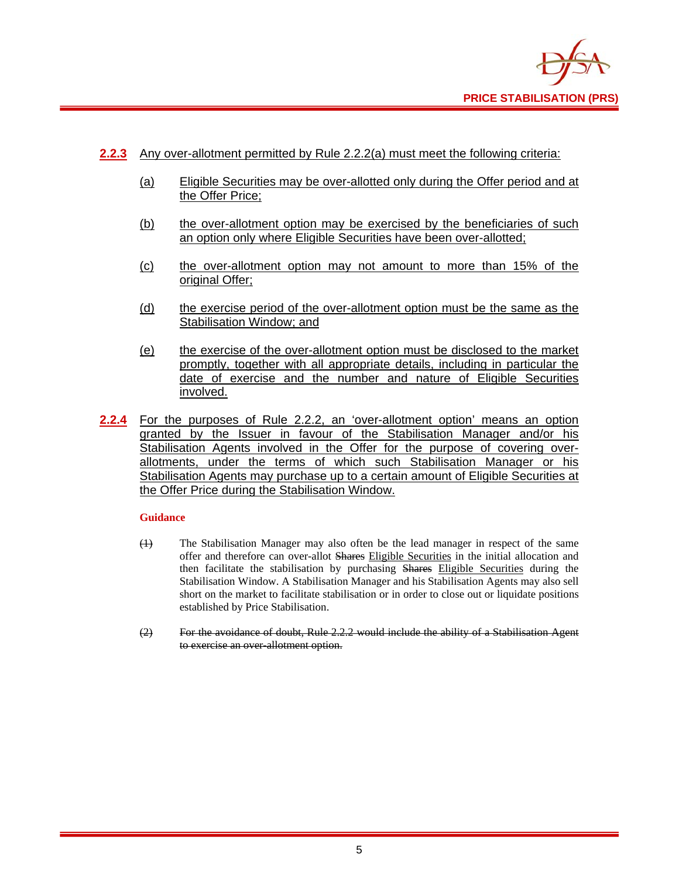**2.2.3** Any over-allotment permitted by Rule 2.2.2(a) must meet the following criteria:

(a) Eligible Securities may be over-allotted only during the Offer period and at the Offer Price;

(b) the over-allotment option may be exercised by the beneficiaries of such an option only where Eligible Securities have been over-allotted;

(c) the over-allotment option may not amount to more than 15% of the original Offer;

(d) the exercise period of the over-allotment option must be the same as the Stabilisation Window; and

(e) the exercise of the over-allotment option must be disclosed to the market promptly, together with all appropriate details, including in particular the date of exercise and the number and nature of Eligible Securities involved.

**2.2.4** For the purposes of Rule 2.2.2, an 'over-allotment option' means an option granted by the Issuer in favour of the Stabilisation Manager and/or his Stabilisation Agents involved in the Offer for the purpose of covering over-allotments, under the terms of which such Stabilisation Manager or his Stabilisation Agents may purchase up to a certain amount of Eligible Securities at the Offer Price during the Stabilisation Window.

**Guidance**

~~(1)~~ The Stabilisation Manager may also often be the lead manager in respect of the same offer and therefore can over-allot ~~Shares~~ Eligible Securities in the initial allocation and then facilitate the stabilisation by purchasing ~~Shares~~ Eligible Securities during the Stabilisation Window. A Stabilisation Manager and his Stabilisation Agents may also sell short on the market to facilitate stabilisation or in order to close out or liquidate positions established by Price Stabilisation.

~~(2) For the avoidance of doubt, Rule 2.2.2 would include the ability of a Stabilisation Agent to exercise an over-allotment option.~~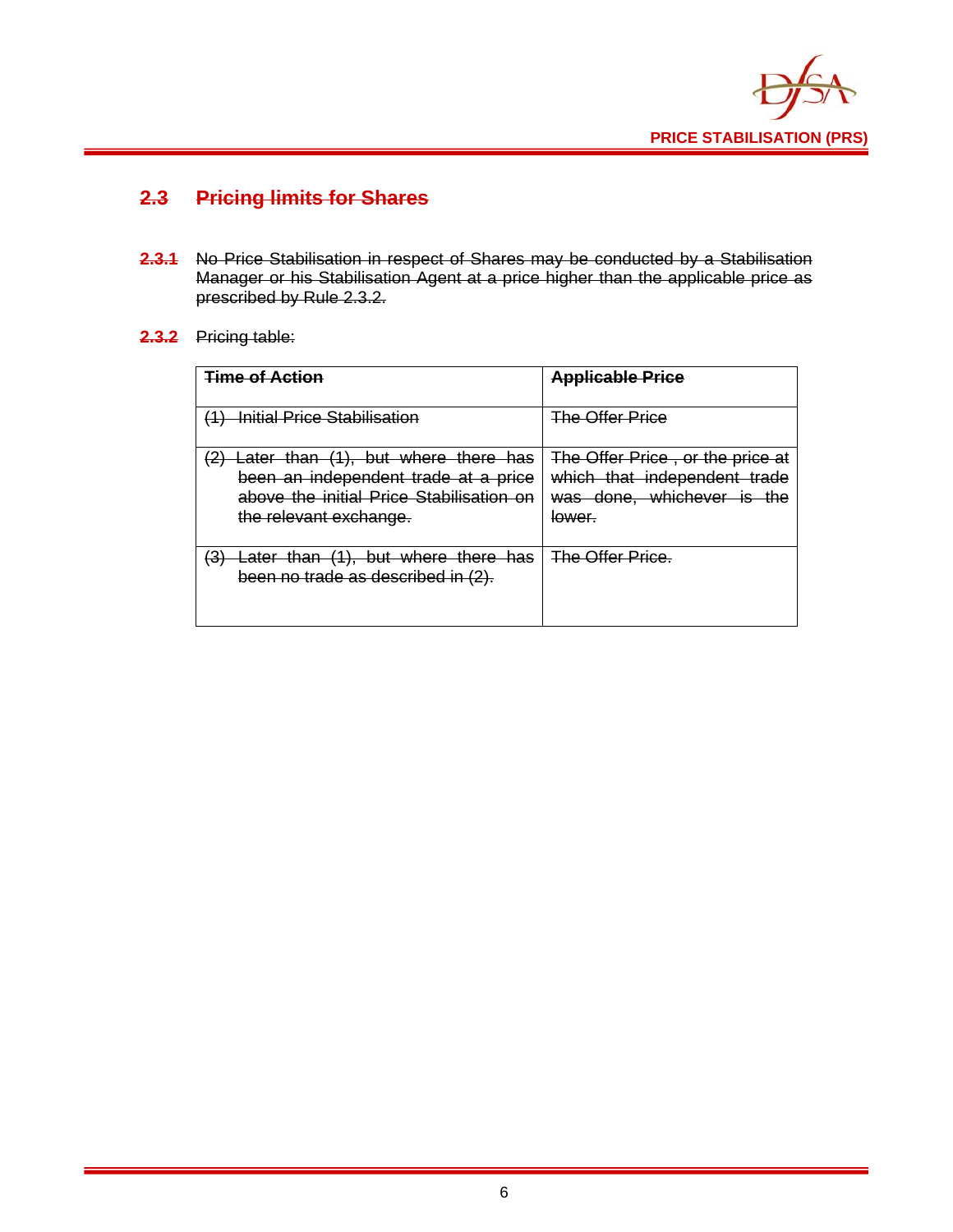## ~~2.3 Pricing limits for Shares~~

~~**2.3.1**~~ ~~No Price Stabilisation in respect of Shares may be conducted by a Stabilisation Manager or his Stabilisation Agent at a price higher than the applicable price as prescribed by Rule 2.3.2.~~

~~**2.3.2**~~ ~~Pricing table:~~

| ~~**Time of Action**~~ | ~~**Applicable Price**~~ |
|---|---|
| ~~(1) Initial Price Stabilisation~~ | ~~The Offer Price~~ |
| ~~(2) Later than (1), but where there has been an independent trade at a price above the initial Price Stabilisation on the relevant exchange.~~ | ~~The Offer Price , or the price at which that independent trade was done, whichever is the lower.~~ |
| ~~(3) Later than (1), but where there has been no trade as described in (2).~~ | ~~The Offer Price.~~ |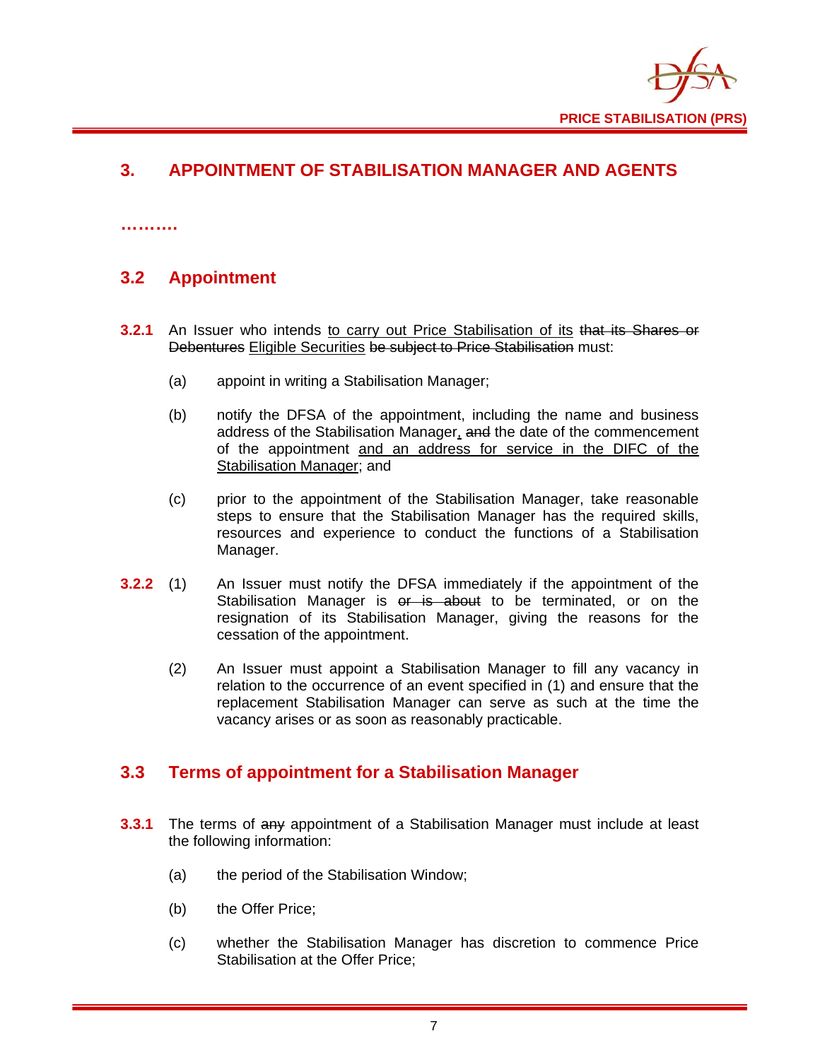## 3. APPOINTMENT OF STABILISATION MANAGER AND AGENTS

……….

### 3.2 Appointment

**3.2.1** An Issuer who intends <u>to carry out Price Stabilisation of its</u> ~~that its Shares or Debentures~~ <u>Eligible Securities</u> ~~be subject to Price Stabilisation~~ must:

(a) appoint in writing a Stabilisation Manager;

(b) notify the DFSA of the appointment, including the name and business address of the Stabilisation Manager<u>,</u> ~~and~~ the date of the commencement of the appointment <u>and an address for service in the DIFC of the Stabilisation Manager</u>; and

(c) prior to the appointment of the Stabilisation Manager, take reasonable steps to ensure that the Stabilisation Manager has the required skills, resources and experience to conduct the functions of a Stabilisation Manager.

**3.2.2** (1) An Issuer must notify the DFSA immediately if the appointment of the Stabilisation Manager is ~~or is about~~ to be terminated, or on the resignation of its Stabilisation Manager, giving the reasons for the cessation of the appointment.

(2) An Issuer must appoint a Stabilisation Manager to fill any vacancy in relation to the occurrence of an event specified in (1) and ensure that the replacement Stabilisation Manager can serve as such at the time the vacancy arises or as soon as reasonably practicable.

### 3.3 Terms of appointment for a Stabilisation Manager

**3.3.1** The terms of ~~any~~ appointment of a Stabilisation Manager must include at least the following information:

(a) the period of the Stabilisation Window;

(b) the Offer Price;

(c) whether the Stabilisation Manager has discretion to commence Price Stabilisation at the Offer Price;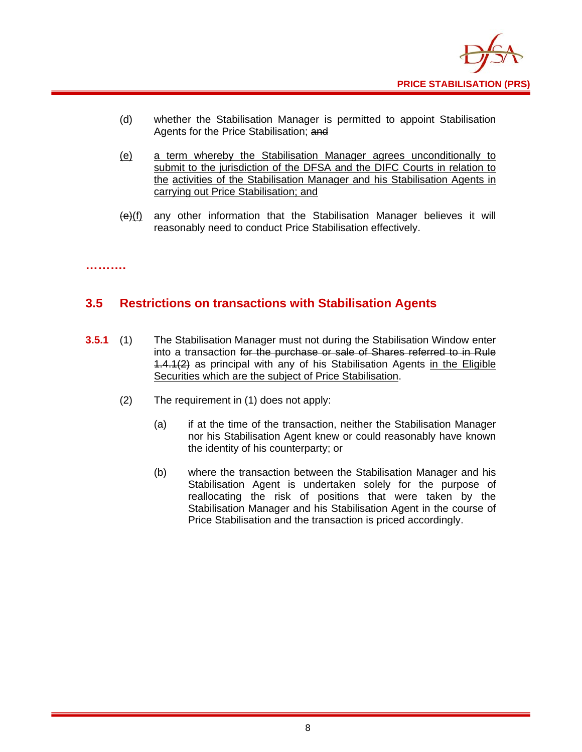(d) whether the Stabilisation Manager is permitted to appoint Stabilisation Agents for the Price Stabilisation; ~~and~~

<u>(e)</u> <u>a term whereby the Stabilisation Manager agrees unconditionally to submit to the jurisdiction of the DFSA and the DIFC Courts in relation to the activities of the Stabilisation Manager and his Stabilisation Agents in carrying out Price Stabilisation; and</u>

~~(e)~~<u>(f)</u> any other information that the Stabilisation Manager believes it will reasonably need to conduct Price Stabilisation effectively.

**……….**

## 3.5 Restrictions on transactions with Stabilisation Agents

**3.5.1** (1) The Stabilisation Manager must not during the Stabilisation Window enter into a transaction ~~for the purchase or sale of Shares referred to in Rule 1.4.1(2)~~ as principal with any of his Stabilisation Agents <u>in the Eligible Securities which are the subject of Price Stabilisation</u>.

(2) The requirement in (1) does not apply:

(a) if at the time of the transaction, neither the Stabilisation Manager nor his Stabilisation Agent knew or could reasonably have known the identity of his counterparty; or

(b) where the transaction between the Stabilisation Manager and his Stabilisation Agent is undertaken solely for the purpose of reallocating the risk of positions that were taken by the Stabilisation Manager and his Stabilisation Agent in the course of Price Stabilisation and the transaction is priced accordingly.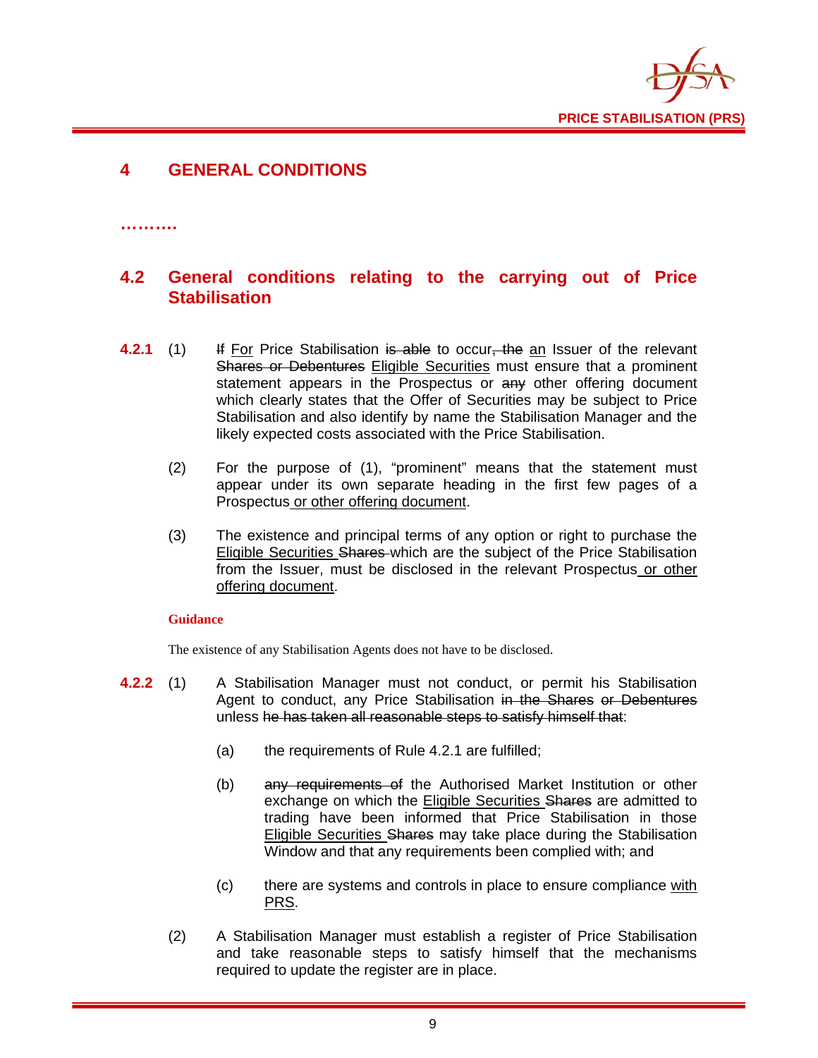# 4 GENERAL CONDITIONS

……….

## 4.2 General conditions relating to the carrying out of Price Stabilisation

**4.2.1** (1) ~~If~~ <u>For</u> Price Stabilisation ~~is able~~ to occur~~, the~~ <u>an</u> Issuer of the relevant ~~Shares or Debentures~~ <u>Eligible Securities</u> must ensure that a prominent statement appears in the Prospectus or ~~any~~ other offering document which clearly states that the Offer of Securities may be subject to Price Stabilisation and also identify by name the Stabilisation Manager and the likely expected costs associated with the Price Stabilisation.

(2) For the purpose of (1), "prominent" means that the statement must appear under its own separate heading in the first few pages of a Prospectus<u> or other offering document</u>.

(3) The existence and principal terms of any option or right to purchase the <u>Eligible Securities </u>~~Shares~~ which are the subject of the Price Stabilisation from the Issuer, must be disclosed in the relevant Prospectus<u> or other offering document</u>.

**Guidance**

The existence of any Stabilisation Agents does not have to be disclosed.

**4.2.2** (1) A Stabilisation Manager must not conduct, or permit his Stabilisation Agent to conduct, any Price Stabilisation ~~in the Shares~~ ~~or Debentures~~ unless ~~he has taken all reasonable steps to satisfy himself that~~:

(a) the requirements of Rule 4.2.1 are fulfilled;

(b) ~~any requirements of~~ the Authorised Market Institution or other exchange on which the <u>Eligible Securities </u>~~Shares~~ are admitted to trading have been informed that Price Stabilisation in those <u>Eligible Securities </u>~~Shares~~ may take place during the Stabilisation Window and that any requirements been complied with; and

(c) there are systems and controls in place to ensure compliance <u>with PRS</u>.

(2) A Stabilisation Manager must establish a register of Price Stabilisation and take reasonable steps to satisfy himself that the mechanisms required to update the register are in place.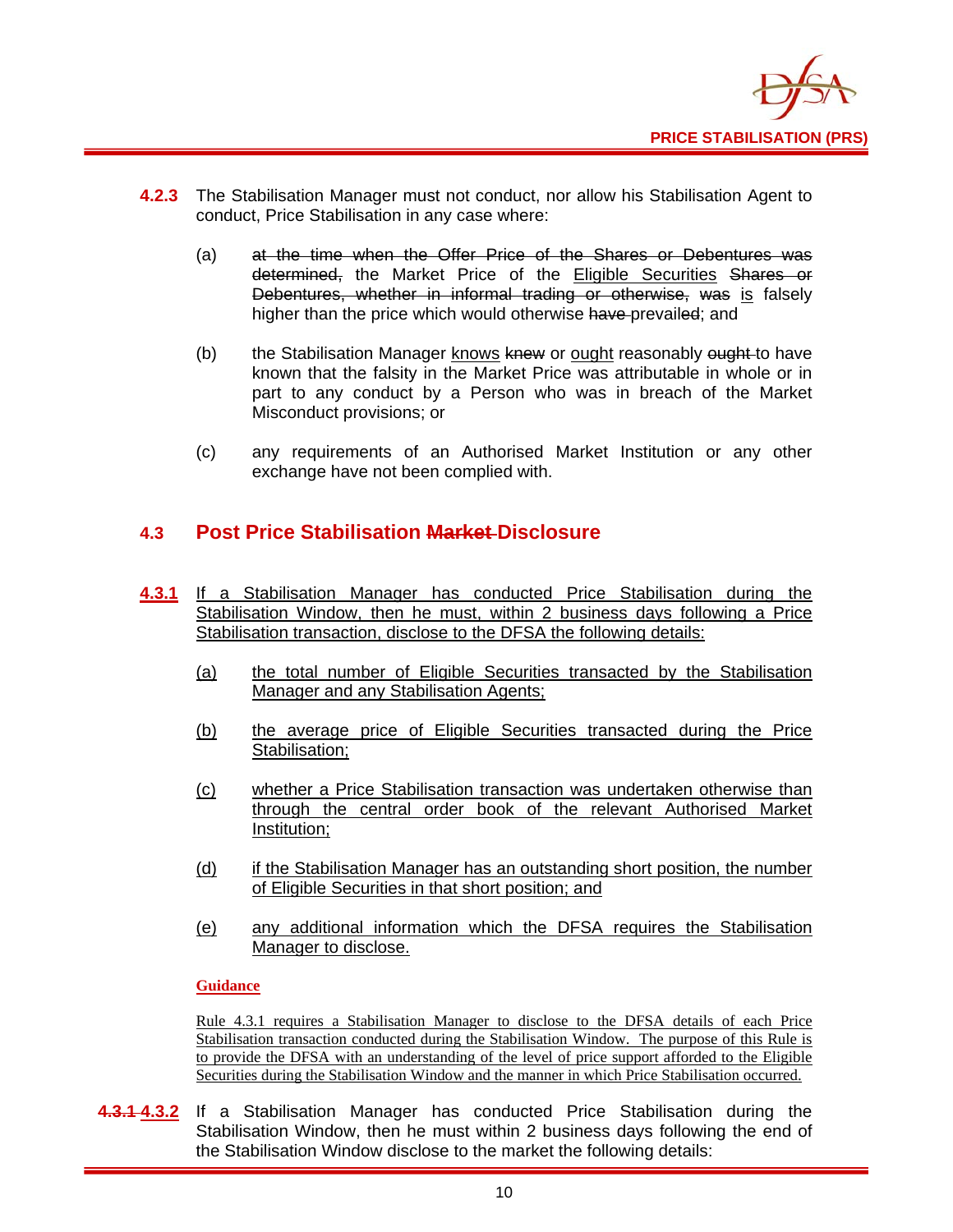**4.2.3** The Stabilisation Manager must not conduct, nor allow his Stabilisation Agent to conduct, Price Stabilisation in any case where:

(a) ~~at the time when the Offer Price of the Shares or Debentures was determined,~~ the Market Price of the <u>Eligible Securities</u> ~~Shares or Debentures, whether in informal trading or otherwise,~~ ~~was~~ <u>is</u> falsely higher than the price which would otherwise ~~have~~ prevail~~ed~~; and

(b) the Stabilisation Manager <u>knows</u> ~~knew~~ or <u>ought</u> reasonably ~~ought~~ to have known that the falsity in the Market Price was attributable in whole or in part to any conduct by a Person who was in breach of the Market Misconduct provisions; or

(c) any requirements of an Authorised Market Institution or any other exchange have not been complied with.

## 4.3 Post Price Stabilisation ~~Market~~ Disclosure

<u>**4.3.1**</u> <u>If a Stabilisation Manager has conducted Price Stabilisation during the Stabilisation Window, then he must, within 2 business days following a Price Stabilisation transaction, disclose to the DFSA the following details:</u>

<u>(a)</u> <u>the total number of Eligible Securities transacted by the Stabilisation Manager and any Stabilisation Agents;</u>

<u>(b)</u> <u>the average price of Eligible Securities transacted during the Price Stabilisation;</u>

<u>(c)</u> <u>whether a Price Stabilisation transaction was undertaken otherwise than through the central order book of the relevant Authorised Market Institution;</u>

<u>(d)</u> <u>if the Stabilisation Manager has an outstanding short position, the number of Eligible Securities in that short position; and</u>

<u>(e)</u> <u>any additional information which the DFSA requires the Stabilisation Manager to disclose.</u>

<u>**Guidance**</u>

<u>Rule 4.3.1 requires a Stabilisation Manager to disclose to the DFSA details of each Price Stabilisation transaction conducted during the Stabilisation Window. The purpose of this Rule is to provide the DFSA with an understanding of the level of price support afforded to the Eligible Securities during the Stabilisation Window and the manner in which Price Stabilisation occurred.</u>

~~**4.3.1**~~ <u>**4.3.2**</u> If a Stabilisation Manager has conducted Price Stabilisation during the Stabilisation Window, then he must within 2 business days following the end of the Stabilisation Window disclose to the market the following details: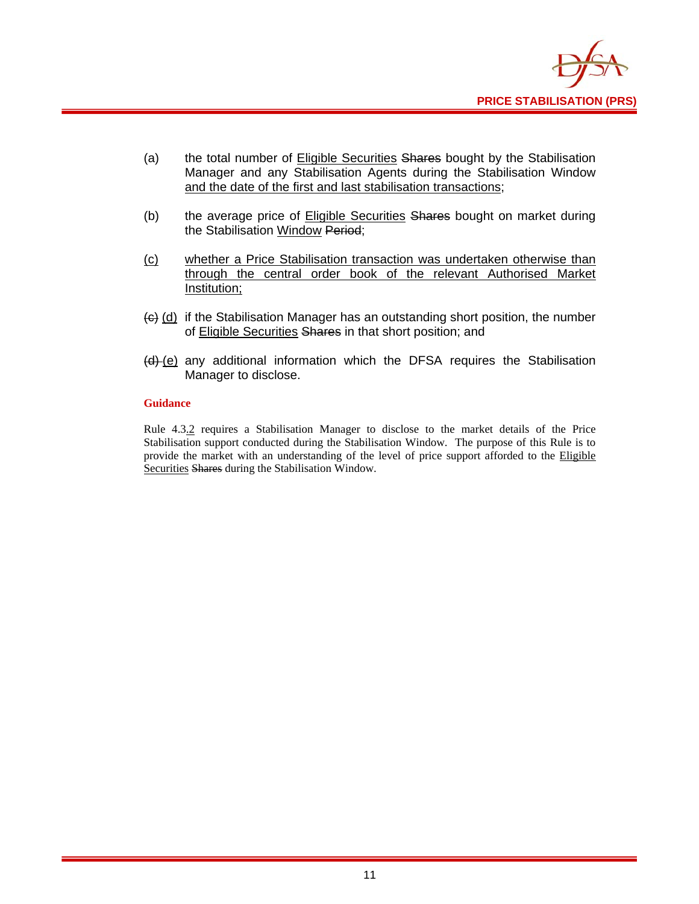(a) the total number of <u>Eligible Securities</u> ~~Shares~~ bought by the Stabilisation Manager and any Stabilisation Agents during the Stabilisation Window <u>and the date of the first and last stabilisation transactions</u>;

(b) the average price of <u>Eligible Securities</u> ~~Shares~~ bought on market during the Stabilisation <u>Window</u> ~~Period~~;

<u>(c)</u> <u>whether a Price Stabilisation transaction was undertaken otherwise than through the central order book of the relevant Authorised Market Institution;</u>

~~(c)~~ <u>(d)</u> if the Stabilisation Manager has an outstanding short position, the number of <u>Eligible Securities</u> ~~Shares~~ in that short position; and

~~(d)~~ <u>(e)</u> any additional information which the DFSA requires the Stabilisation Manager to disclose.

**Guidance**

Rule 4.3.<u>2</u> requires a Stabilisation Manager to disclose to the market details of the Price Stabilisation support conducted during the Stabilisation Window. The purpose of this Rule is to provide the market with an understanding of the level of price support afforded to the <u>Eligible Securities</u> ~~Shares~~ during the Stabilisation Window.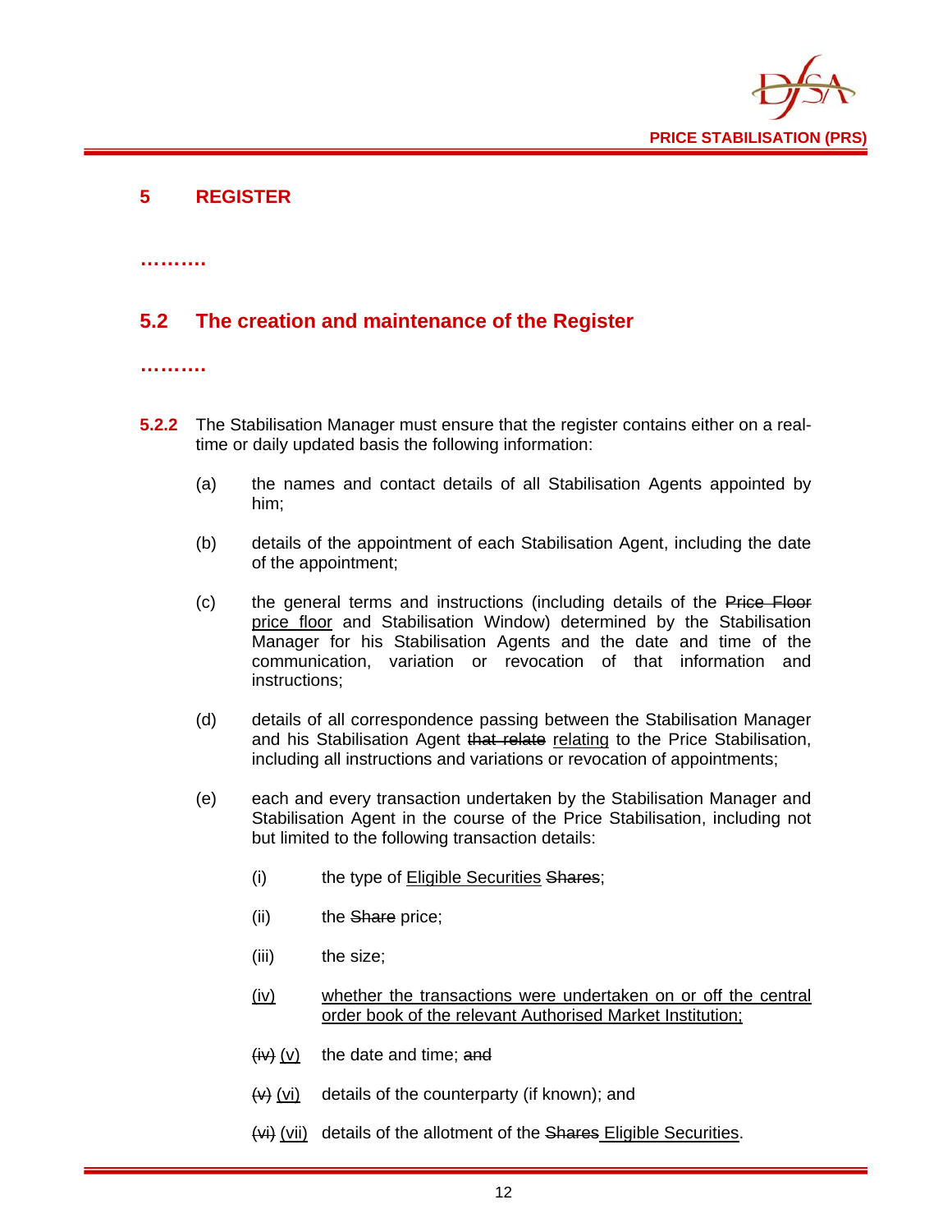## 5 REGISTER

……….

### 5.2 The creation and maintenance of the Register

……….

**5.2.2** The Stabilisation Manager must ensure that the register contains either on a real-time or daily updated basis the following information:

(a) the names and contact details of all Stabilisation Agents appointed by him;

(b) details of the appointment of each Stabilisation Agent, including the date of the appointment;

(c) the general terms and instructions (including details of the ~~Price Floor~~ <u>price floor</u> and Stabilisation Window) determined by the Stabilisation Manager for his Stabilisation Agents and the date and time of the communication, variation or revocation of that information and instructions;

(d) details of all correspondence passing between the Stabilisation Manager and his Stabilisation Agent ~~that relate~~ <u>relating</u> to the Price Stabilisation, including all instructions and variations or revocation of appointments;

(e) each and every transaction undertaken by the Stabilisation Manager and Stabilisation Agent in the course of the Price Stabilisation, including not but limited to the following transaction details:

(i) the type of <u>Eligible Securities</u> ~~Shares~~;

(ii) the ~~Share~~ price;

(iii) the size;

<u>(iv)</u> <u>whether the transactions were undertaken on or off the central order book of the relevant Authorised Market Institution;</u>

~~(iv)~~ <u>(v)</u> the date and time; ~~and~~

~~(v)~~ <u>(vi)</u> details of the counterparty (if known); and

~~(vi)~~ <u>(vii)</u> details of the allotment of the ~~Shares~~ <u>Eligible Securities</u>.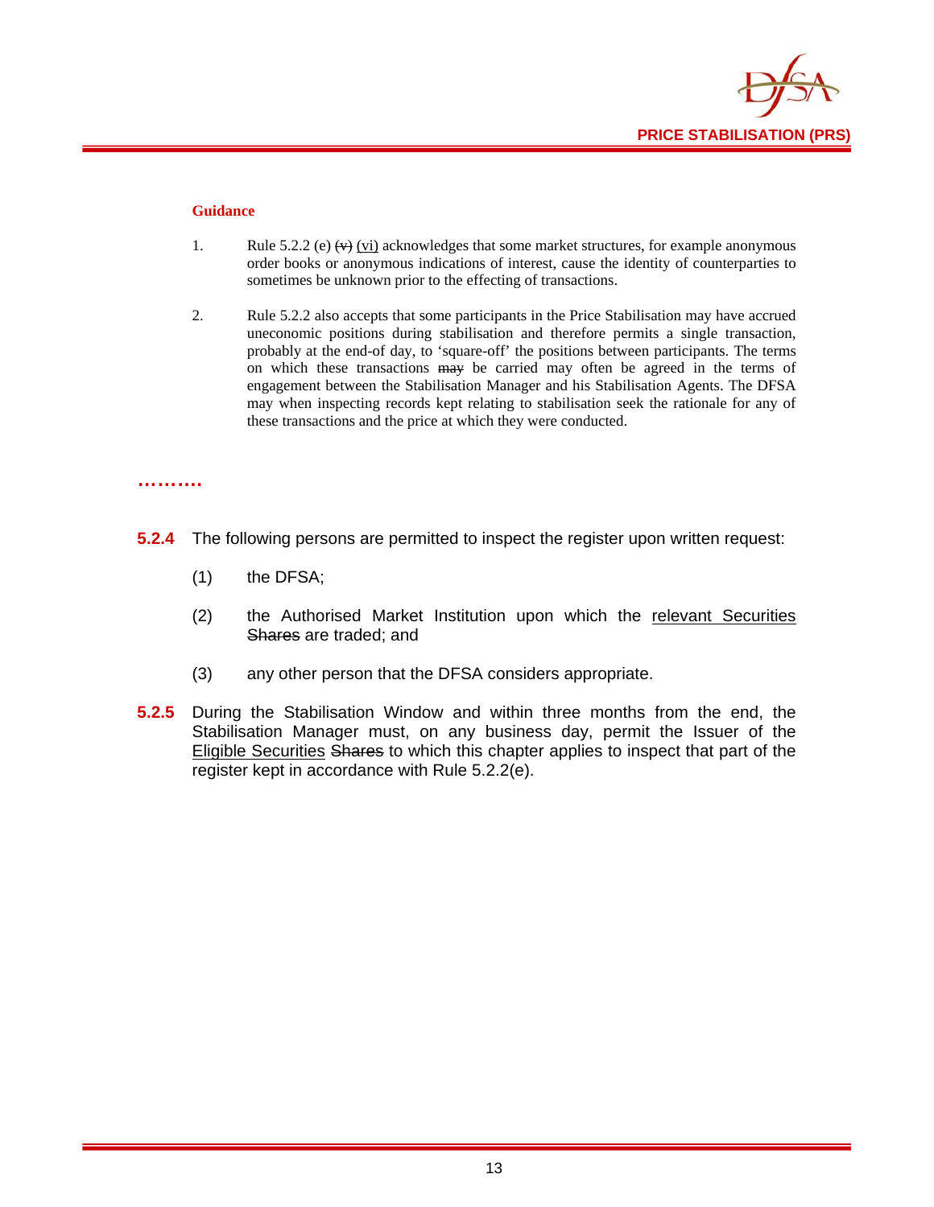#### Guidance

1. Rule 5.2.2 (e) ~~(v)~~ <u>(vi)</u> acknowledges that some market structures, for example anonymous order books or anonymous indications of interest, cause the identity of counterparties to sometimes be unknown prior to the effecting of transactions.

2. Rule 5.2.2 also accepts that some participants in the Price Stabilisation may have accrued uneconomic positions during stabilisation and therefore permits a single transaction, probably at the end-of day, to 'square-off' the positions between participants. The terms on which these transactions ~~may~~ be carried may often be agreed in the terms of engagement between the Stabilisation Manager and his Stabilisation Agents. The DFSA may when inspecting records kept relating to stabilisation seek the rationale for any of these transactions and the price at which they were conducted.

**……….**

**5.2.4** The following persons are permitted to inspect the register upon written request:

(1) the DFSA;

(2) the Authorised Market Institution upon which the <u>relevant Securities</u> ~~Shares~~ are traded; and

(3) any other person that the DFSA considers appropriate.

**5.2.5** During the Stabilisation Window and within three months from the end, the Stabilisation Manager must, on any business day, permit the Issuer of the <u>Eligible Securities</u> ~~Shares~~ to which this chapter applies to inspect that part of the register kept in accordance with Rule 5.2.2(e).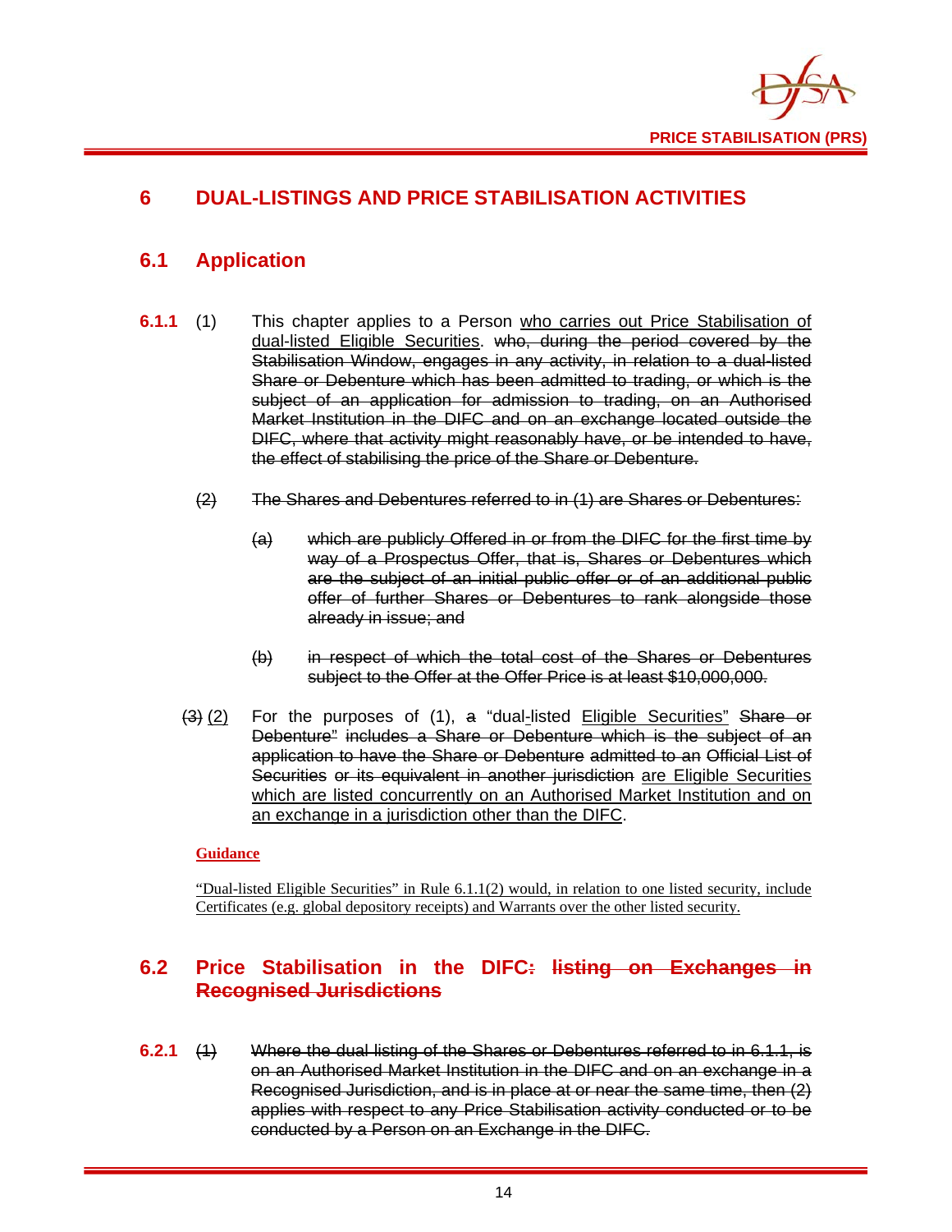# 6 DUAL-LISTINGS AND PRICE STABILISATION ACTIVITIES

## 6.1 Application

**6.1.1** (1) This chapter applies to a Person <u>who carries out Price Stabilisation of dual-listed Eligible Securities</u>. ~~who, during the period covered by the Stabilisation Window, engages in any activity, in relation to a dual-listed Share or Debenture which has been admitted to trading, or which is the subject of an application for admission to trading, on an Authorised Market Institution in the DIFC and on an exchange located outside the DIFC, where that activity might reasonably have, or be intended to have, the effect of stabilising the price of the Share or Debenture.~~

~~(2) The Shares and Debentures referred to in (1) are Shares or Debentures:~~

~~(a) which are publicly Offered in or from the DIFC for the first time by way of a Prospectus Offer, that is, Shares or Debentures which are the subject of an initial public offer or of an additional public offer of further Shares or Debentures to rank alongside those already in issue; and~~

~~(b) in respect of which the total cost of the Shares or Debentures subject to the Offer at the Offer Price is at least $10,000,000.~~

~~(3)~~ <u>(2)</u> For the purposes of (1), ~~a~~ "dual-listed <u>Eligible Securities</u>" ~~Share or Debenture" includes a Share or Debenture which is the subject of an application to have the Share or Debenture admitted to an Official List of Securities or its equivalent in another jurisdiction~~ <u>are Eligible Securities which are listed concurrently on an Authorised Market Institution and on an exchange in a jurisdiction other than the DIFC</u>.

<u>**Guidance**</u>

<u>"Dual-listed Eligible Securities" in Rule 6.1.1(2) would, in relation to one listed security, include Certificates (e.g. global depository receipts) and Warrants over the other listed security.</u>

## 6.2 Price Stabilisation in the DIFC~~: listing on Exchanges in Recognised Jurisdictions~~

**6.2.1** ~~(1) Where the dual listing of the Shares or Debentures referred to in 6.1.1, is on an Authorised Market Institution in the DIFC and on an exchange in a Recognised Jurisdiction, and is in place at or near the same time, then (2) applies with respect to any Price Stabilisation activity conducted or to be conducted by a Person on an Exchange in the DIFC.~~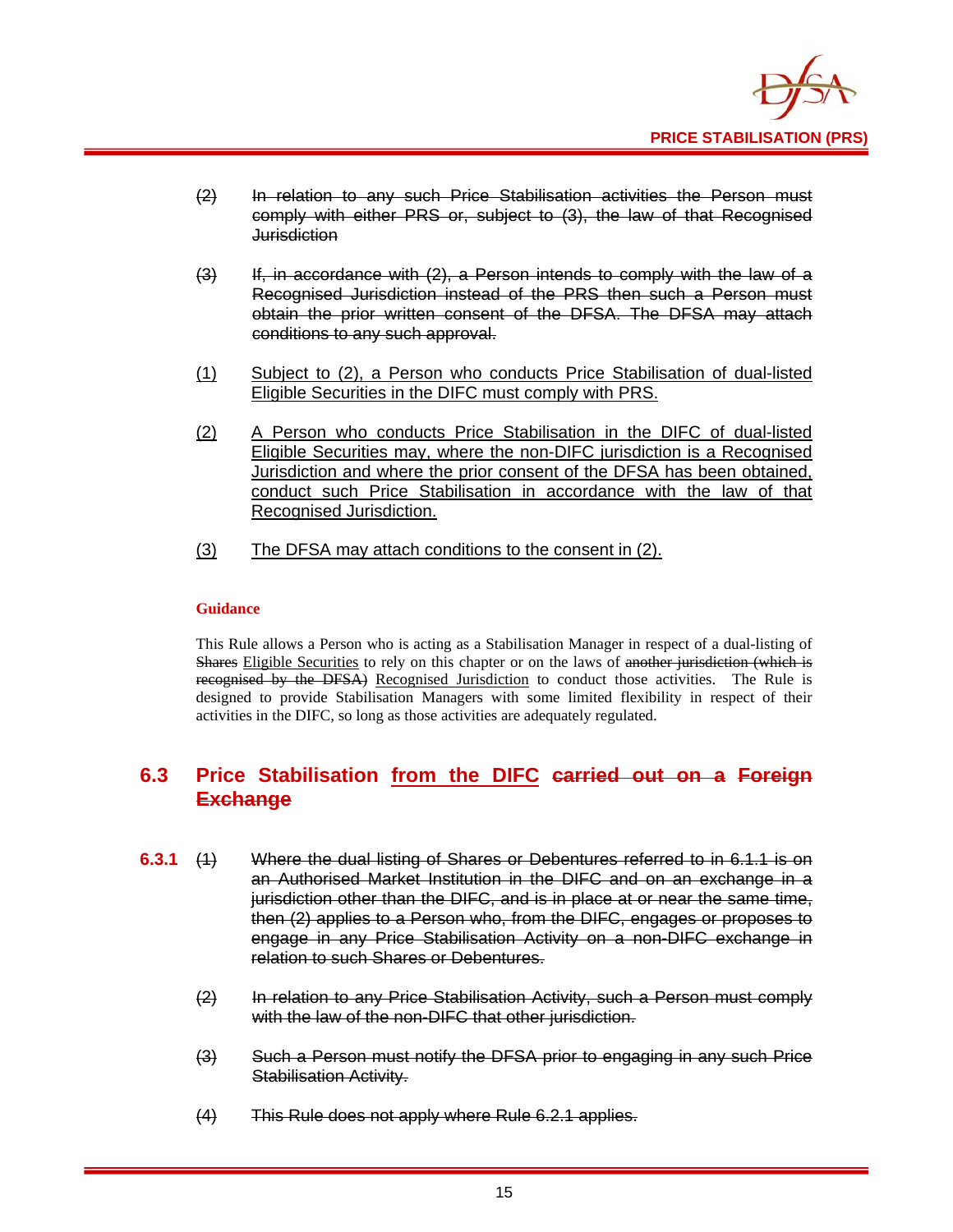(2) ~~In relation to any such Price Stabilisation activities the Person must comply with either PRS or, subject to (3), the law of that Recognised Jurisdiction~~

(3) ~~If, in accordance with (2), a Person intends to comply with the law of a Recognised Jurisdiction instead of the PRS then such a Person must obtain the prior written consent of the DFSA. The DFSA may attach conditions to any such approval.~~

<u>(1) Subject to (2), a Person who conducts Price Stabilisation of dual-listed Eligible Securities in the DIFC must comply with PRS.</u>

<u>(2) A Person who conducts Price Stabilisation in the DIFC of dual-listed Eligible Securities may, where the non-DIFC jurisdiction is a Recognised Jurisdiction and where the prior consent of the DFSA has been obtained, conduct such Price Stabilisation in accordance with the law of that Recognised Jurisdiction.</u>

<u>(3) The DFSA may attach conditions to the consent in (2).</u>

**Guidance**

This Rule allows a Person who is acting as a Stabilisation Manager in respect of a dual-listing of ~~Shares~~ <u>Eligible Securities</u> to rely on this chapter or on the laws of ~~another jurisdiction (which is recognised by the DFSA)~~ <u>Recognised Jurisdiction</u> to conduct those activities. The Rule is designed to provide Stabilisation Managers with some limited flexibility in respect of their activities in the DIFC, so long as those activities are adequately regulated.

## 6.3 Price Stabilisation <u>from the DIFC</u> ~~carried out on a Foreign Exchange~~

**6.3.1** (1) ~~Where the dual listing of Shares or Debentures referred to in 6.1.1 is on an Authorised Market Institution in the DIFC and on an exchange in a jurisdiction other than the DIFC, and is in place at or near the same time, then (2) applies to a Person who, from the DIFC, engages or proposes to engage in any Price Stabilisation Activity on a non-DIFC exchange in relation to such Shares or Debentures.~~

(2) ~~In relation to any Price Stabilisation Activity, such a Person must comply with the law of the non-DIFC that other jurisdiction.~~

(3) ~~Such a Person must notify the DFSA prior to engaging in any such Price Stabilisation Activity.~~

(4) ~~This Rule does not apply where Rule 6.2.1 applies.~~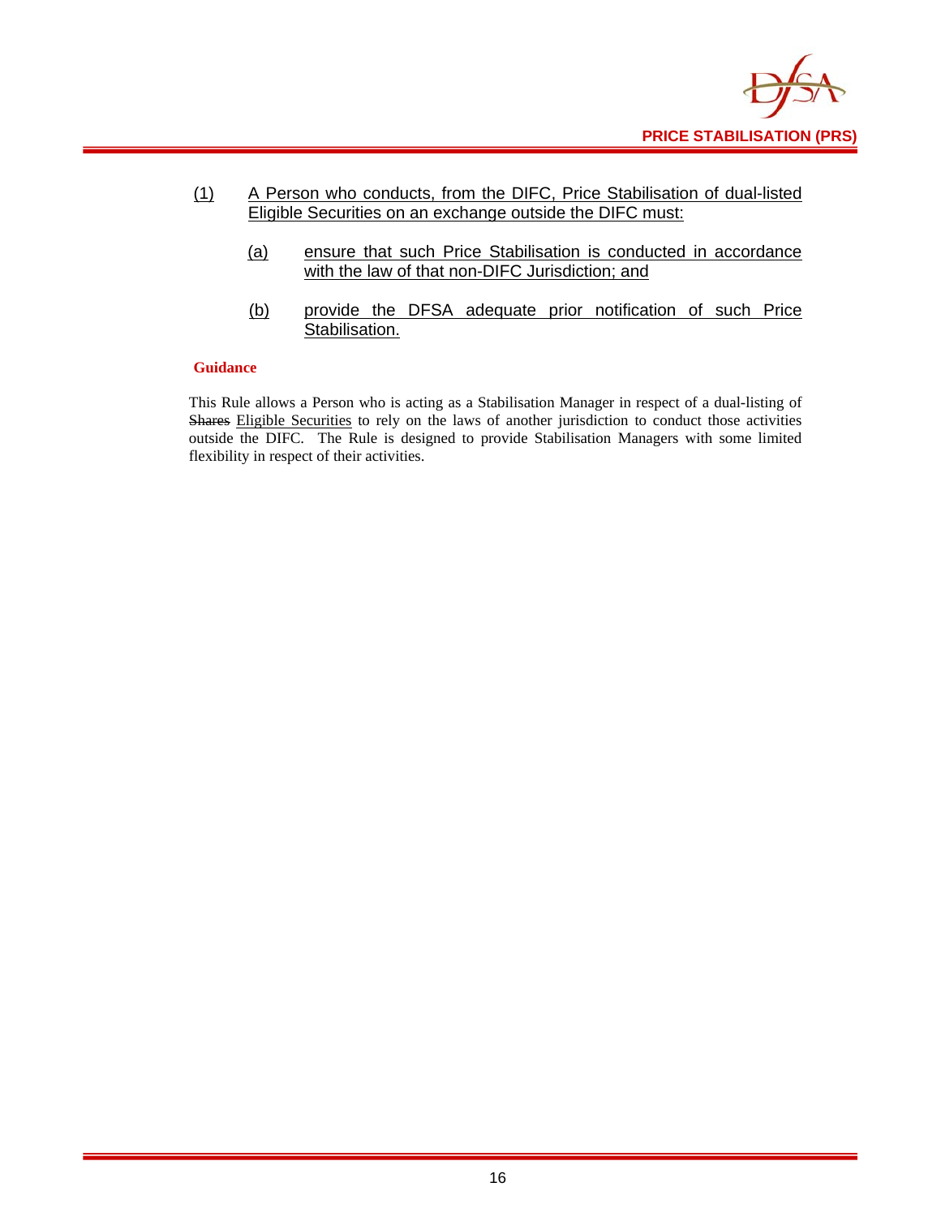(1) A Person who conducts, from the DIFC, Price Stabilisation of dual-listed Eligible Securities on an exchange outside the DIFC must:

   (a) ensure that such Price Stabilisation is conducted in accordance with the law of that non-DIFC Jurisdiction; and

   (b) provide the DFSA adequate prior notification of such Price Stabilisation.

**Guidance**

This Rule allows a Person who is acting as a Stabilisation Manager in respect of a dual-listing of ~~Shares~~ Eligible Securities to rely on the laws of another jurisdiction to conduct those activities outside the DIFC. The Rule is designed to provide Stabilisation Managers with some limited flexibility in respect of their activities.